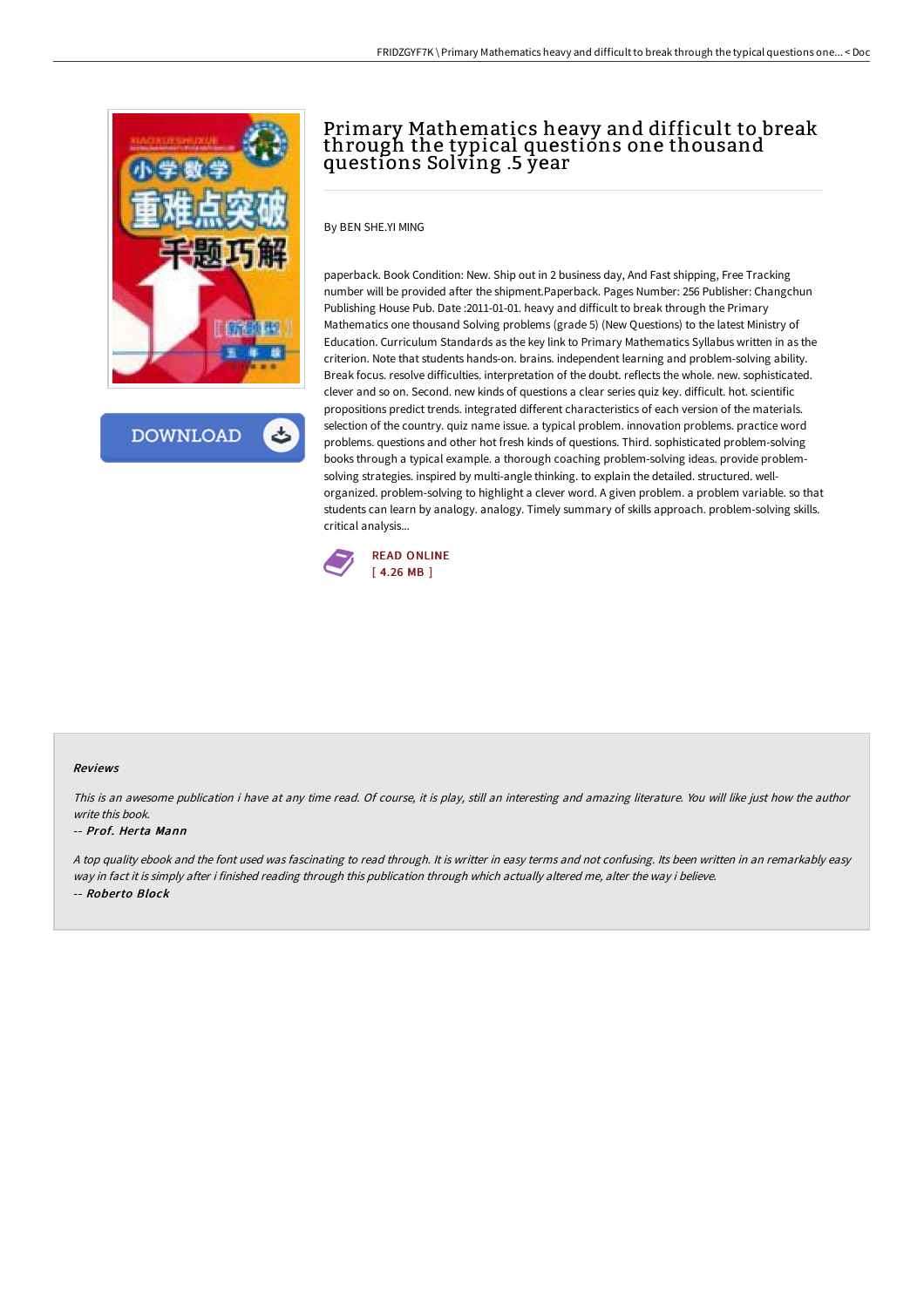# Primary Mathematics heavy and difficult to break through the typical questions one thousand questions Solving .5 year

By BEN SHE.YI MING

paperback. Book Condition: New. Ship out in 2 business day, And Fast shipping, Free Tracking number will be provided after the shipment.Paperback. Pages Number: 256 Publisher: Changchun Publishing House Pub. Date :2011-01-01. heavy and difficult to break through the Primary Mathematics one thousand Solving problems (grade 5) (New Questions) to the latest Ministry of Education. Curriculum Standards as the key link to Primary Mathematics Syllabus written in as the criterion. Note that students hands-on. brains. independent learning and problem-solving ability. Break focus. resolve difficulties. interpretation of the doubt. reflects the whole. new. sophisticated. clever and so on. Second. new kinds of questions a clear series quiz key. difficult. hot. scientific propositions predict trends. integrated different characteristics of each version of the materials. selection of the country. quiz name issue. a typical problem. innovation problems. practice word problems. questions and other hot fresh kinds of questions. Third. sophisticated problem-solving books through a typical example. a thorough coaching problem-solving ideas. provide problem-solving strategies. inspired by multi-angle thinking. to explain the detailed. structured. well-organized. problem-solving to highlight a clever word. A given problem. a problem variable. so that students can learn by analogy. analogy. Timely summary of skills approach. problem-solving skills. critical analysis...

READ ONLINE
[ 4.26 MB ]

## Reviews

*This is an awesome publication i have at any time read. Of course, it is play, still an interesting and amazing literature. You will like just how the author write this book.*

-- *Prof. Herta Mann*

*A top quality ebook and the font used was fascinating to read through. It is writter in easy terms and not confusing. Its been written in an remarkably easy way in fact it is simply after i finished reading through this publication through which actually altered me, alter the way i believe.*

-- *Roberto Block*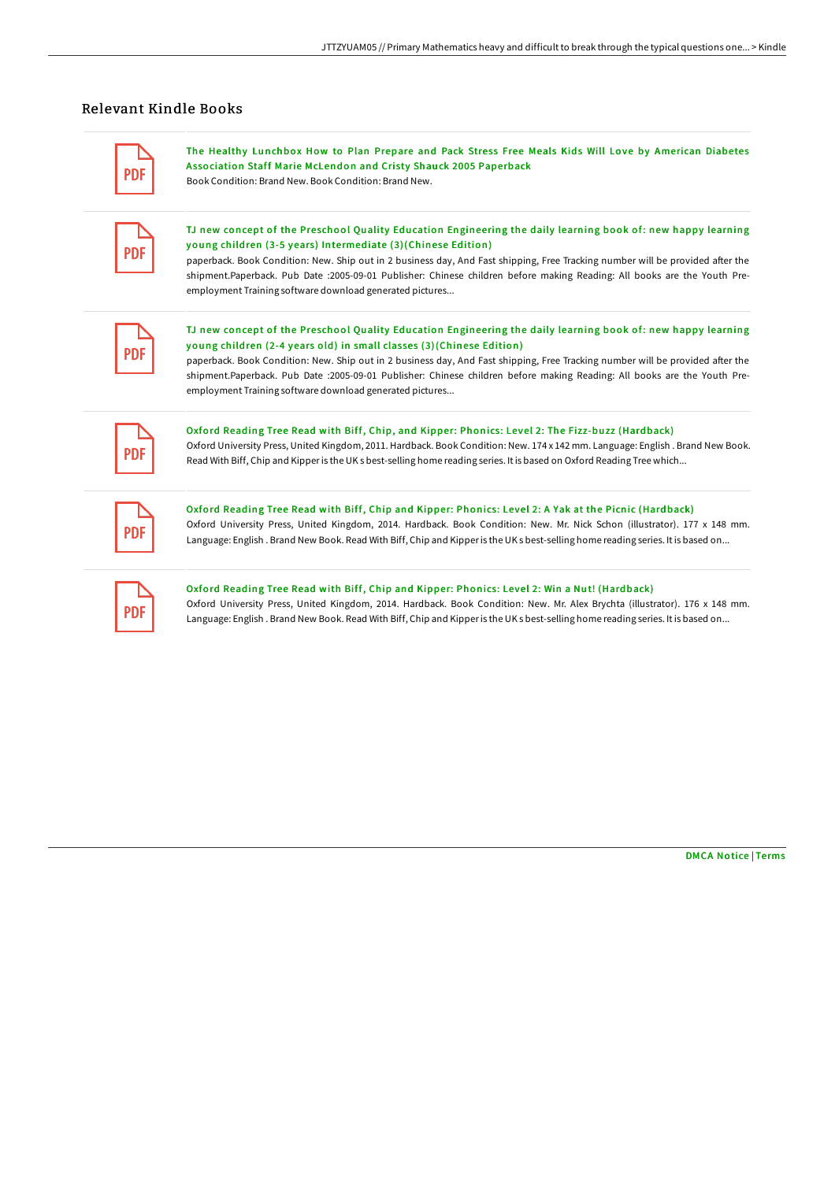## Relevant Kindle Books

**The Healthy Lunchbox How to Plan Prepare and Pack Stress Free Meals Kids Will Love by American Diabetes Association Staff Marie McLendon and Cristy Shauck 2005 Paperback**

Book Condition: Brand New. Book Condition: Brand New.

**TJ new concept of the Preschool Quality Education Engineering the daily learning book of: new happy learning young children (3-5 years) Intermediate (3)(Chinese Edition)**

paperback. Book Condition: New. Ship out in 2 business day, And Fast shipping, Free Tracking number will be provided after the shipment.Paperback. Pub Date :2005-09-01 Publisher: Chinese children before making Reading: All books are the Youth Pre-employment Training software download generated pictures...

**TJ new concept of the Preschool Quality Education Engineering the daily learning book of: new happy learning young children (2-4 years old) in small classes (3)(Chinese Edition)**

paperback. Book Condition: New. Ship out in 2 business day, And Fast shipping, Free Tracking number will be provided after the shipment.Paperback. Pub Date :2005-09-01 Publisher: Chinese children before making Reading: All books are the Youth Pre-employment Training software download generated pictures...

**Oxford Reading Tree Read with Biff, Chip, and Kipper: Phonics: Level 2: The Fizz-buzz (Hardback)**

Oxford University Press, United Kingdom, 2011. Hardback. Book Condition: New. 174 x 142 mm. Language: English . Brand New Book. Read With Biff, Chip and Kipper is the UK s best-selling home reading series. It is based on Oxford Reading Tree which...

**Oxford Reading Tree Read with Biff, Chip and Kipper: Phonics: Level 2: A Yak at the Picnic (Hardback)**

Oxford University Press, United Kingdom, 2014. Hardback. Book Condition: New. Mr. Nick Schon (illustrator). 177 x 148 mm. Language: English . Brand New Book. Read With Biff, Chip and Kipper is the UK s best-selling home reading series. It is based on...

**Oxford Reading Tree Read with Biff, Chip and Kipper: Phonics: Level 2: Win a Nut! (Hardback)**

Oxford University Press, United Kingdom, 2014. Hardback. Book Condition: New. Mr. Alex Brychta (illustrator). 176 x 148 mm. Language: English . Brand New Book. Read With Biff, Chip and Kipper is the UK s best-selling home reading series. It is based on...